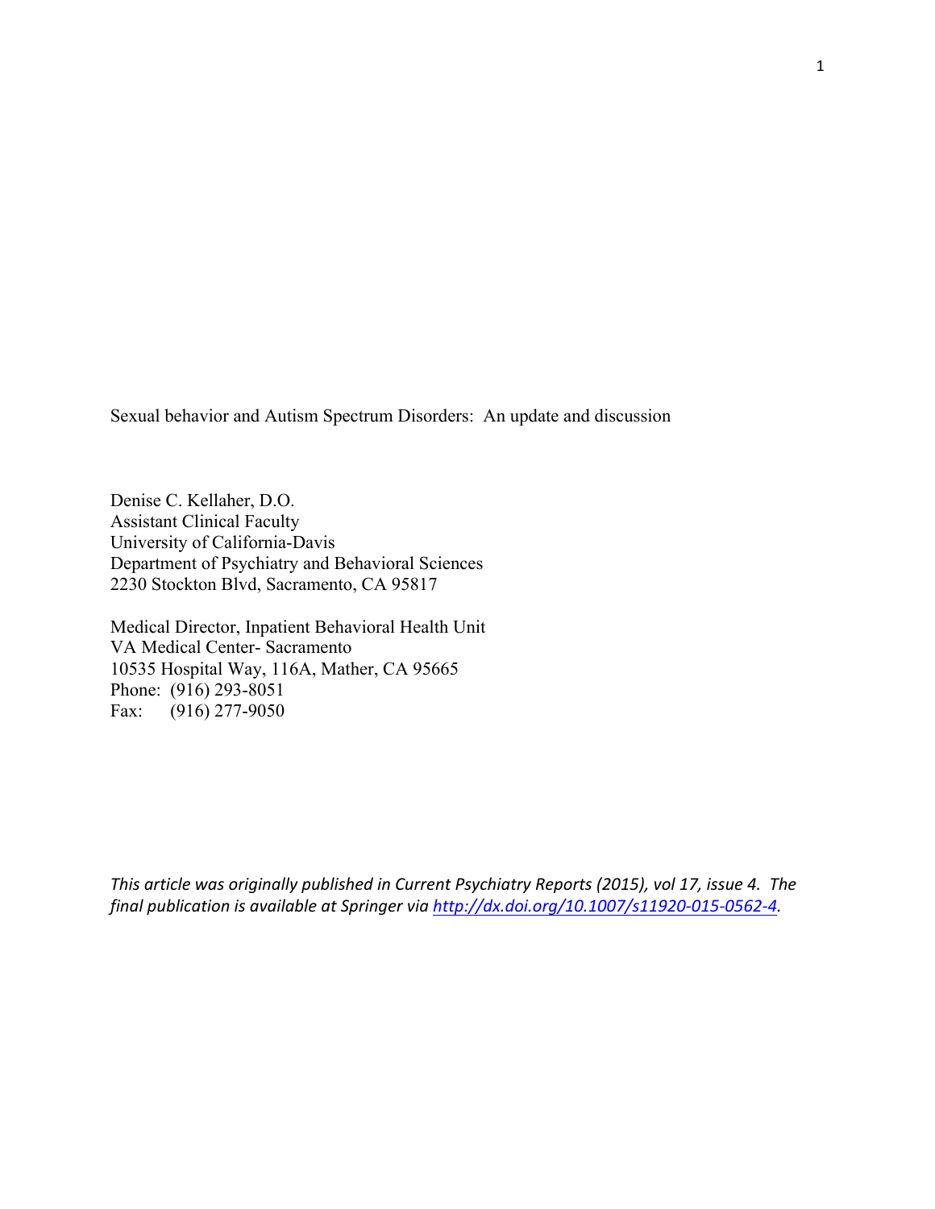# Sexual behavior and Autism Spectrum Disorders: An update and discussion

Denise C. Kellaher, D.O.
Assistant Clinical Faculty
University of California-Davis
Department of Psychiatry and Behavioral Sciences
2230 Stockton Blvd, Sacramento, CA 95817

Medical Director, Inpatient Behavioral Health Unit
VA Medical Center- Sacramento
10535 Hospital Way, 116A, Mather, CA 95665
Phone: (916) 293-8051
Fax: (916) 277-9050

*This article was originally published in Current Psychiatry Reports (2015), vol 17, issue 4. The final publication is available at Springer via http://dx.doi.org/10.1007/s11920-015-0562-4.*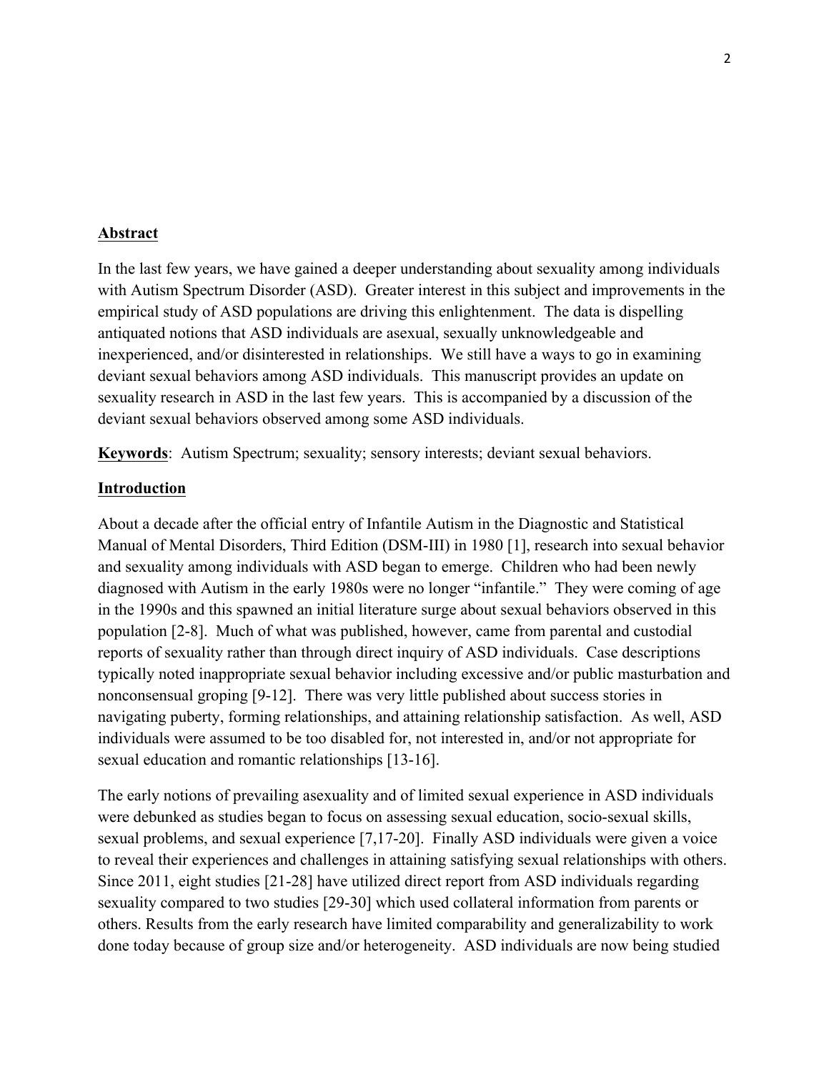## Abstract

In the last few years, we have gained a deeper understanding about sexuality among individuals with Autism Spectrum Disorder (ASD). Greater interest in this subject and improvements in the empirical study of ASD populations are driving this enlightenment. The data is dispelling antiquated notions that ASD individuals are asexual, sexually unknowledgeable and inexperienced, and/or disinterested in relationships. We still have a ways to go in examining deviant sexual behaviors among ASD individuals. This manuscript provides an update on sexuality research in ASD in the last few years. This is accompanied by a discussion of the deviant sexual behaviors observed among some ASD individuals.

**Keywords**: Autism Spectrum; sexuality; sensory interests; deviant sexual behaviors.

## Introduction

About a decade after the official entry of Infantile Autism in the Diagnostic and Statistical Manual of Mental Disorders, Third Edition (DSM-III) in 1980 [1], research into sexual behavior and sexuality among individuals with ASD began to emerge. Children who had been newly diagnosed with Autism in the early 1980s were no longer "infantile." They were coming of age in the 1990s and this spawned an initial literature surge about sexual behaviors observed in this population [2-8]. Much of what was published, however, came from parental and custodial reports of sexuality rather than through direct inquiry of ASD individuals. Case descriptions typically noted inappropriate sexual behavior including excessive and/or public masturbation and nonconsensual groping [9-12]. There was very little published about success stories in navigating puberty, forming relationships, and attaining relationship satisfaction. As well, ASD individuals were assumed to be too disabled for, not interested in, and/or not appropriate for sexual education and romantic relationships [13-16].

The early notions of prevailing asexuality and of limited sexual experience in ASD individuals were debunked as studies began to focus on assessing sexual education, socio-sexual skills, sexual problems, and sexual experience [7,17-20]. Finally ASD individuals were given a voice to reveal their experiences and challenges in attaining satisfying sexual relationships with others. Since 2011, eight studies [21-28] have utilized direct report from ASD individuals regarding sexuality compared to two studies [29-30] which used collateral information from parents or others. Results from the early research have limited comparability and generalizability to work done today because of group size and/or heterogeneity. ASD individuals are now being studied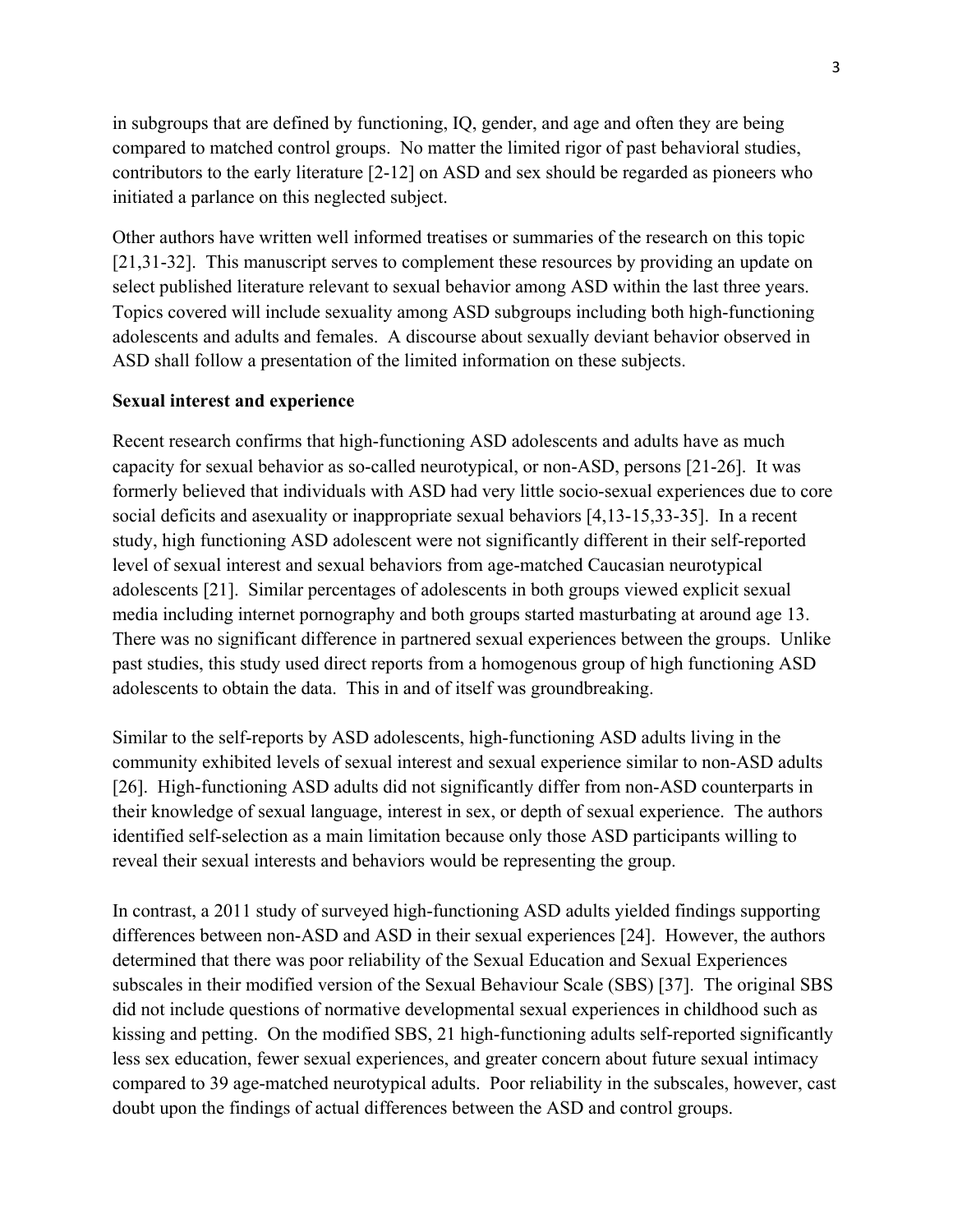in subgroups that are defined by functioning, IQ, gender, and age and often they are being compared to matched control groups. No matter the limited rigor of past behavioral studies, contributors to the early literature [2-12] on ASD and sex should be regarded as pioneers who initiated a parlance on this neglected subject.

Other authors have written well informed treatises or summaries of the research on this topic [21,31-32]. This manuscript serves to complement these resources by providing an update on select published literature relevant to sexual behavior among ASD within the last three years. Topics covered will include sexuality among ASD subgroups including both high-functioning adolescents and adults and females. A discourse about sexually deviant behavior observed in ASD shall follow a presentation of the limited information on these subjects.

**Sexual interest and experience**

Recent research confirms that high-functioning ASD adolescents and adults have as much capacity for sexual behavior as so-called neurotypical, or non-ASD, persons [21-26]. It was formerly believed that individuals with ASD had very little socio-sexual experiences due to core social deficits and asexuality or inappropriate sexual behaviors [4,13-15,33-35]. In a recent study, high functioning ASD adolescent were not significantly different in their self-reported level of sexual interest and sexual behaviors from age-matched Caucasian neurotypical adolescents [21]. Similar percentages of adolescents in both groups viewed explicit sexual media including internet pornography and both groups started masturbating at around age 13. There was no significant difference in partnered sexual experiences between the groups. Unlike past studies, this study used direct reports from a homogenous group of high functioning ASD adolescents to obtain the data. This in and of itself was groundbreaking.

Similar to the self-reports by ASD adolescents, high-functioning ASD adults living in the community exhibited levels of sexual interest and sexual experience similar to non-ASD adults [26]. High-functioning ASD adults did not significantly differ from non-ASD counterparts in their knowledge of sexual language, interest in sex, or depth of sexual experience. The authors identified self-selection as a main limitation because only those ASD participants willing to reveal their sexual interests and behaviors would be representing the group.

In contrast, a 2011 study of surveyed high-functioning ASD adults yielded findings supporting differences between non-ASD and ASD in their sexual experiences [24]. However, the authors determined that there was poor reliability of the Sexual Education and Sexual Experiences subscales in their modified version of the Sexual Behaviour Scale (SBS) [37]. The original SBS did not include questions of normative developmental sexual experiences in childhood such as kissing and petting. On the modified SBS, 21 high-functioning adults self-reported significantly less sex education, fewer sexual experiences, and greater concern about future sexual intimacy compared to 39 age-matched neurotypical adults. Poor reliability in the subscales, however, cast doubt upon the findings of actual differences between the ASD and control groups.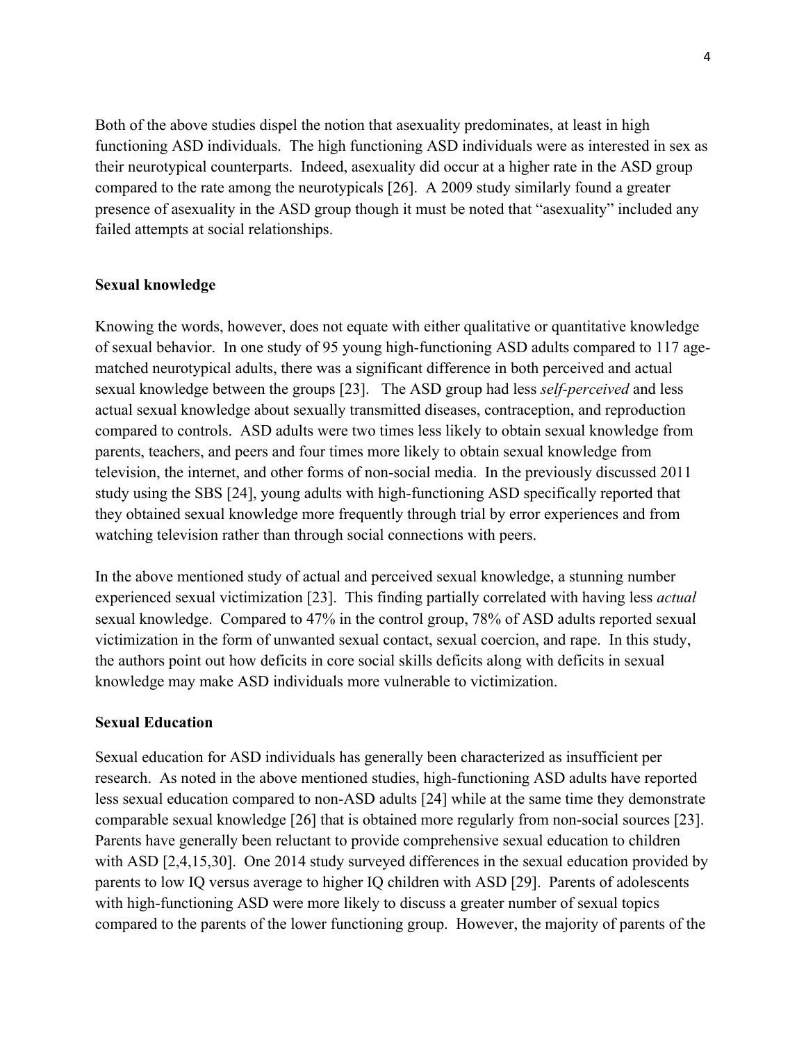Both of the above studies dispel the notion that asexuality predominates, at least in high functioning ASD individuals. The high functioning ASD individuals were as interested in sex as their neurotypical counterparts. Indeed, asexuality did occur at a higher rate in the ASD group compared to the rate among the neurotypicals [26]. A 2009 study similarly found a greater presence of asexuality in the ASD group though it must be noted that "asexuality" included any failed attempts at social relationships.

**Sexual knowledge**

Knowing the words, however, does not equate with either qualitative or quantitative knowledge of sexual behavior. In one study of 95 young high-functioning ASD adults compared to 117 age-matched neurotypical adults, there was a significant difference in both perceived and actual sexual knowledge between the groups [23]. The ASD group had less *self-perceived* and less actual sexual knowledge about sexually transmitted diseases, contraception, and reproduction compared to controls. ASD adults were two times less likely to obtain sexual knowledge from parents, teachers, and peers and four times more likely to obtain sexual knowledge from television, the internet, and other forms of non-social media. In the previously discussed 2011 study using the SBS [24], young adults with high-functioning ASD specifically reported that they obtained sexual knowledge more frequently through trial by error experiences and from watching television rather than through social connections with peers.

In the above mentioned study of actual and perceived sexual knowledge, a stunning number experienced sexual victimization [23]. This finding partially correlated with having less *actual* sexual knowledge. Compared to 47% in the control group, 78% of ASD adults reported sexual victimization in the form of unwanted sexual contact, sexual coercion, and rape. In this study, the authors point out how deficits in core social skills deficits along with deficits in sexual knowledge may make ASD individuals more vulnerable to victimization.

**Sexual Education**

Sexual education for ASD individuals has generally been characterized as insufficient per research. As noted in the above mentioned studies, high-functioning ASD adults have reported less sexual education compared to non-ASD adults [24] while at the same time they demonstrate comparable sexual knowledge [26] that is obtained more regularly from non-social sources [23]. Parents have generally been reluctant to provide comprehensive sexual education to children with ASD [2,4,15,30]. One 2014 study surveyed differences in the sexual education provided by parents to low IQ versus average to higher IQ children with ASD [29]. Parents of adolescents with high-functioning ASD were more likely to discuss a greater number of sexual topics compared to the parents of the lower functioning group. However, the majority of parents of the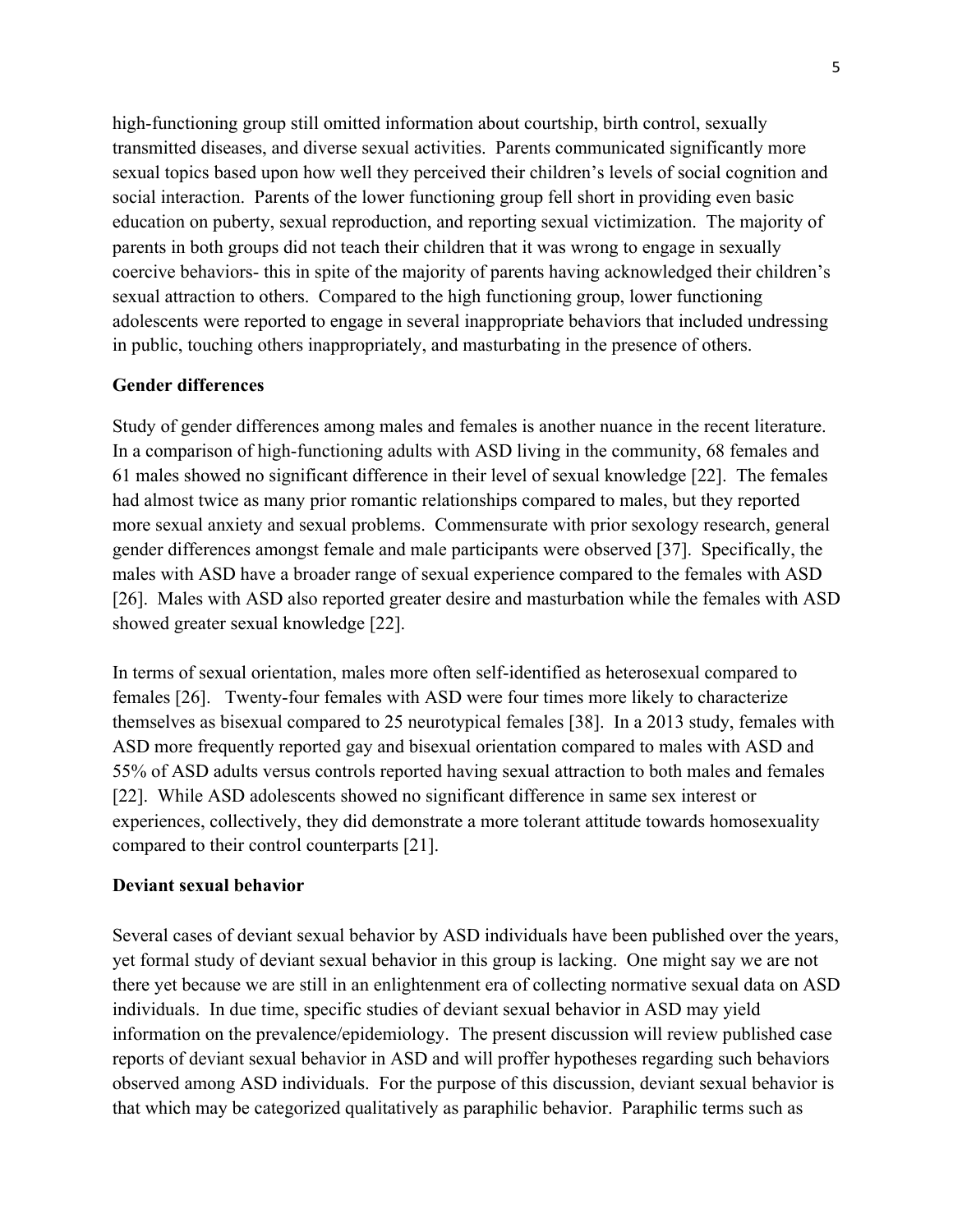high-functioning group still omitted information about courtship, birth control, sexually transmitted diseases, and diverse sexual activities. Parents communicated significantly more sexual topics based upon how well they perceived their children's levels of social cognition and social interaction. Parents of the lower functioning group fell short in providing even basic education on puberty, sexual reproduction, and reporting sexual victimization. The majority of parents in both groups did not teach their children that it was wrong to engage in sexually coercive behaviors- this in spite of the majority of parents having acknowledged their children's sexual attraction to others. Compared to the high functioning group, lower functioning adolescents were reported to engage in several inappropriate behaviors that included undressing in public, touching others inappropriately, and masturbating in the presence of others.

**Gender differences**

Study of gender differences among males and females is another nuance in the recent literature. In a comparison of high-functioning adults with ASD living in the community, 68 females and 61 males showed no significant difference in their level of sexual knowledge [22]. The females had almost twice as many prior romantic relationships compared to males, but they reported more sexual anxiety and sexual problems. Commensurate with prior sexology research, general gender differences amongst female and male participants were observed [37]. Specifically, the males with ASD have a broader range of sexual experience compared to the females with ASD [26]. Males with ASD also reported greater desire and masturbation while the females with ASD showed greater sexual knowledge [22].

In terms of sexual orientation, males more often self-identified as heterosexual compared to females [26]. Twenty-four females with ASD were four times more likely to characterize themselves as bisexual compared to 25 neurotypical females [38]. In a 2013 study, females with ASD more frequently reported gay and bisexual orientation compared to males with ASD and 55% of ASD adults versus controls reported having sexual attraction to both males and females [22]. While ASD adolescents showed no significant difference in same sex interest or experiences, collectively, they did demonstrate a more tolerant attitude towards homosexuality compared to their control counterparts [21].

**Deviant sexual behavior**

Several cases of deviant sexual behavior by ASD individuals have been published over the years, yet formal study of deviant sexual behavior in this group is lacking. One might say we are not there yet because we are still in an enlightenment era of collecting normative sexual data on ASD individuals. In due time, specific studies of deviant sexual behavior in ASD may yield information on the prevalence/epidemiology. The present discussion will review published case reports of deviant sexual behavior in ASD and will proffer hypotheses regarding such behaviors observed among ASD individuals. For the purpose of this discussion, deviant sexual behavior is that which may be categorized qualitatively as paraphilic behavior. Paraphilic terms such as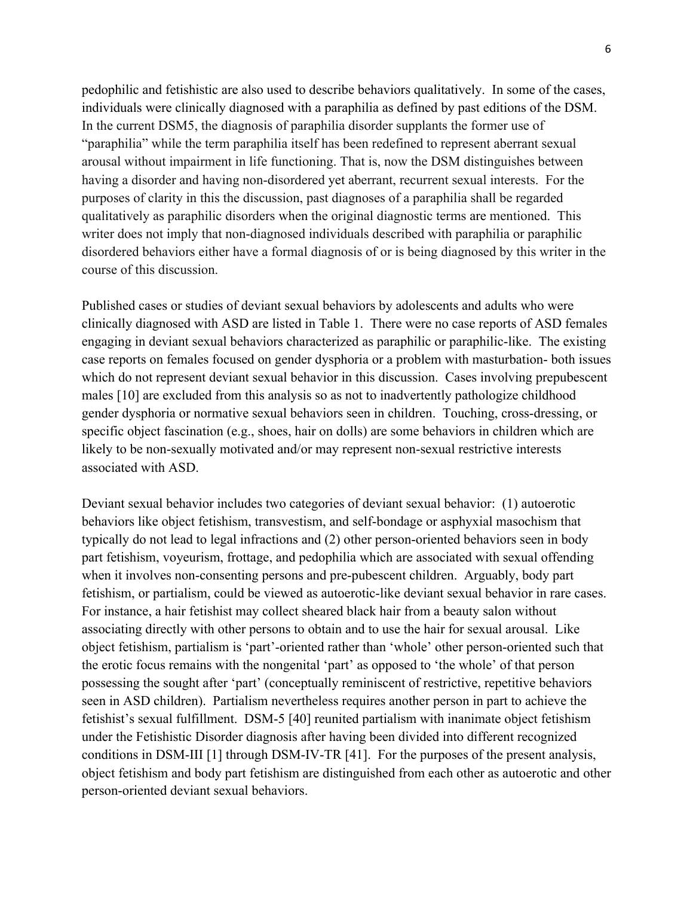pedophilic and fetishistic are also used to describe behaviors qualitatively. In some of the cases, individuals were clinically diagnosed with a paraphilia as defined by past editions of the DSM. In the current DSM5, the diagnosis of paraphilia disorder supplants the former use of "paraphilia" while the term paraphilia itself has been redefined to represent aberrant sexual arousal without impairment in life functioning. That is, now the DSM distinguishes between having a disorder and having non-disordered yet aberrant, recurrent sexual interests. For the purposes of clarity in this the discussion, past diagnoses of a paraphilia shall be regarded qualitatively as paraphilic disorders when the original diagnostic terms are mentioned. This writer does not imply that non-diagnosed individuals described with paraphilia or paraphilic disordered behaviors either have a formal diagnosis of or is being diagnosed by this writer in the course of this discussion.

Published cases or studies of deviant sexual behaviors by adolescents and adults who were clinically diagnosed with ASD are listed in Table 1. There were no case reports of ASD females engaging in deviant sexual behaviors characterized as paraphilic or paraphilic-like. The existing case reports on females focused on gender dysphoria or a problem with masturbation- both issues which do not represent deviant sexual behavior in this discussion. Cases involving prepubescent males [10] are excluded from this analysis so as not to inadvertently pathologize childhood gender dysphoria or normative sexual behaviors seen in children. Touching, cross-dressing, or specific object fascination (e.g., shoes, hair on dolls) are some behaviors in children which are likely to be non-sexually motivated and/or may represent non-sexual restrictive interests associated with ASD.

Deviant sexual behavior includes two categories of deviant sexual behavior: (1) autoerotic behaviors like object fetishism, transvestism, and self-bondage or asphyxial masochism that typically do not lead to legal infractions and (2) other person-oriented behaviors seen in body part fetishism, voyeurism, frottage, and pedophilia which are associated with sexual offending when it involves non-consenting persons and pre-pubescent children. Arguably, body part fetishism, or partialism, could be viewed as autoerotic-like deviant sexual behavior in rare cases. For instance, a hair fetishist may collect sheared black hair from a beauty salon without associating directly with other persons to obtain and to use the hair for sexual arousal. Like object fetishism, partialism is 'part'-oriented rather than 'whole' other person-oriented such that the erotic focus remains with the nongenital 'part' as opposed to 'the whole' of that person possessing the sought after 'part' (conceptually reminiscent of restrictive, repetitive behaviors seen in ASD children). Partialism nevertheless requires another person in part to achieve the fetishist's sexual fulfillment. DSM-5 [40] reunited partialism with inanimate object fetishism under the Fetishistic Disorder diagnosis after having been divided into different recognized conditions in DSM-III [1] through DSM-IV-TR [41]. For the purposes of the present analysis, object fetishism and body part fetishism are distinguished from each other as autoerotic and other person-oriented deviant sexual behaviors.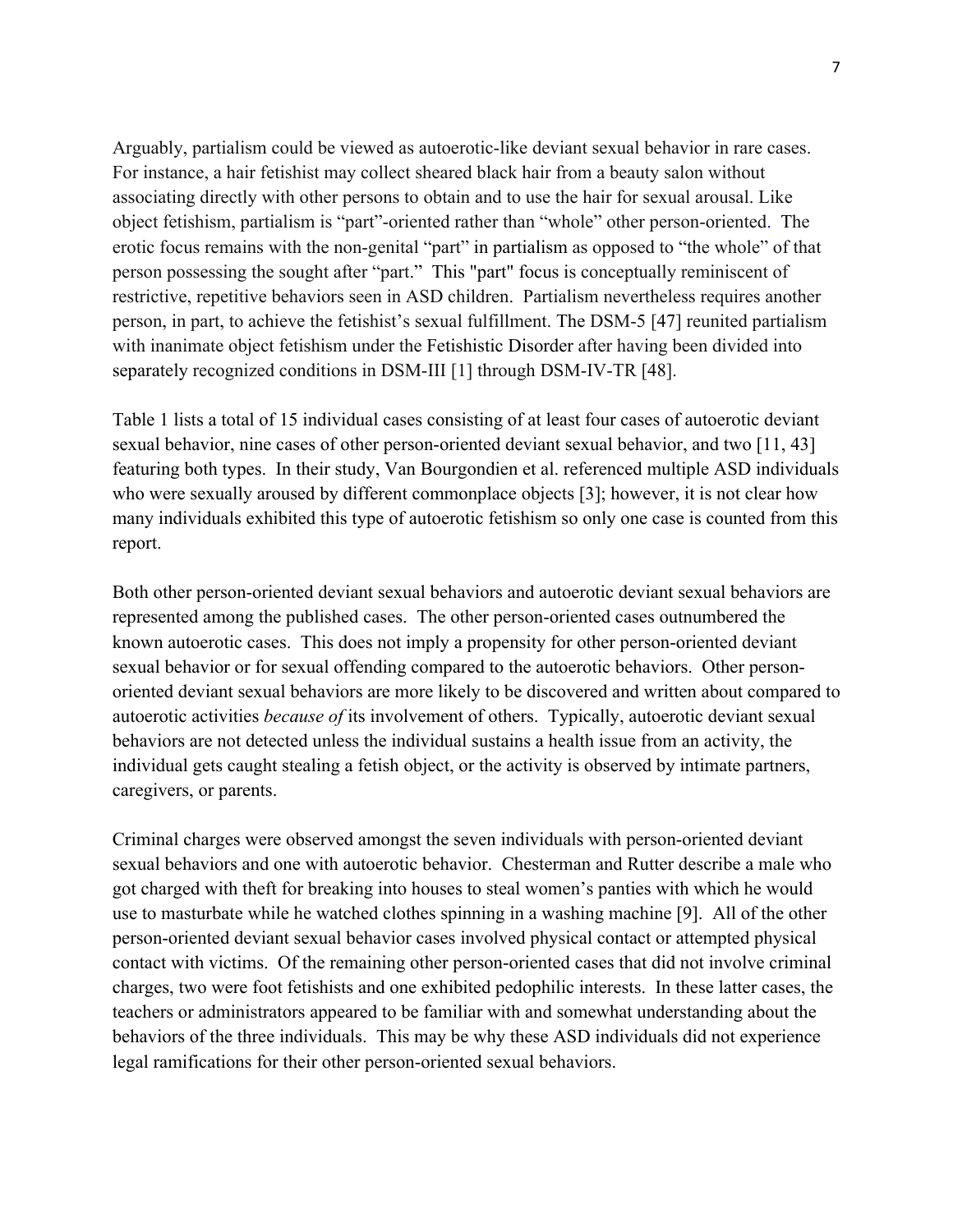Arguably, partialism could be viewed as autoerotic-like deviant sexual behavior in rare cases. For instance, a hair fetishist may collect sheared black hair from a beauty salon without associating directly with other persons to obtain and to use the hair for sexual arousal. Like object fetishism, partialism is "part"-oriented rather than "whole" other person-oriented. The erotic focus remains with the non-genital "part" in partialism as opposed to "the whole" of that person possessing the sought after "part." This "part" focus is conceptually reminiscent of restrictive, repetitive behaviors seen in ASD children. Partialism nevertheless requires another person, in part, to achieve the fetishist's sexual fulfillment. The DSM-5 [47] reunited partialism with inanimate object fetishism under the Fetishistic Disorder after having been divided into separately recognized conditions in DSM-III [1] through DSM-IV-TR [48].

Table 1 lists a total of 15 individual cases consisting of at least four cases of autoerotic deviant sexual behavior, nine cases of other person-oriented deviant sexual behavior, and two [11, 43] featuring both types. In their study, Van Bourgondien et al. referenced multiple ASD individuals who were sexually aroused by different commonplace objects [3]; however, it is not clear how many individuals exhibited this type of autoerotic fetishism so only one case is counted from this report.

Both other person-oriented deviant sexual behaviors and autoerotic deviant sexual behaviors are represented among the published cases. The other person-oriented cases outnumbered the known autoerotic cases. This does not imply a propensity for other person-oriented deviant sexual behavior or for sexual offending compared to the autoerotic behaviors. Other person-oriented deviant sexual behaviors are more likely to be discovered and written about compared to autoerotic activities *because of* its involvement of others. Typically, autoerotic deviant sexual behaviors are not detected unless the individual sustains a health issue from an activity, the individual gets caught stealing a fetish object, or the activity is observed by intimate partners, caregivers, or parents.

Criminal charges were observed amongst the seven individuals with person-oriented deviant sexual behaviors and one with autoerotic behavior. Chesterman and Rutter describe a male who got charged with theft for breaking into houses to steal women's panties with which he would use to masturbate while he watched clothes spinning in a washing machine [9]. All of the other person-oriented deviant sexual behavior cases involved physical contact or attempted physical contact with victims. Of the remaining other person-oriented cases that did not involve criminal charges, two were foot fetishists and one exhibited pedophilic interests. In these latter cases, the teachers or administrators appeared to be familiar with and somewhat understanding about the behaviors of the three individuals. This may be why these ASD individuals did not experience legal ramifications for their other person-oriented sexual behaviors.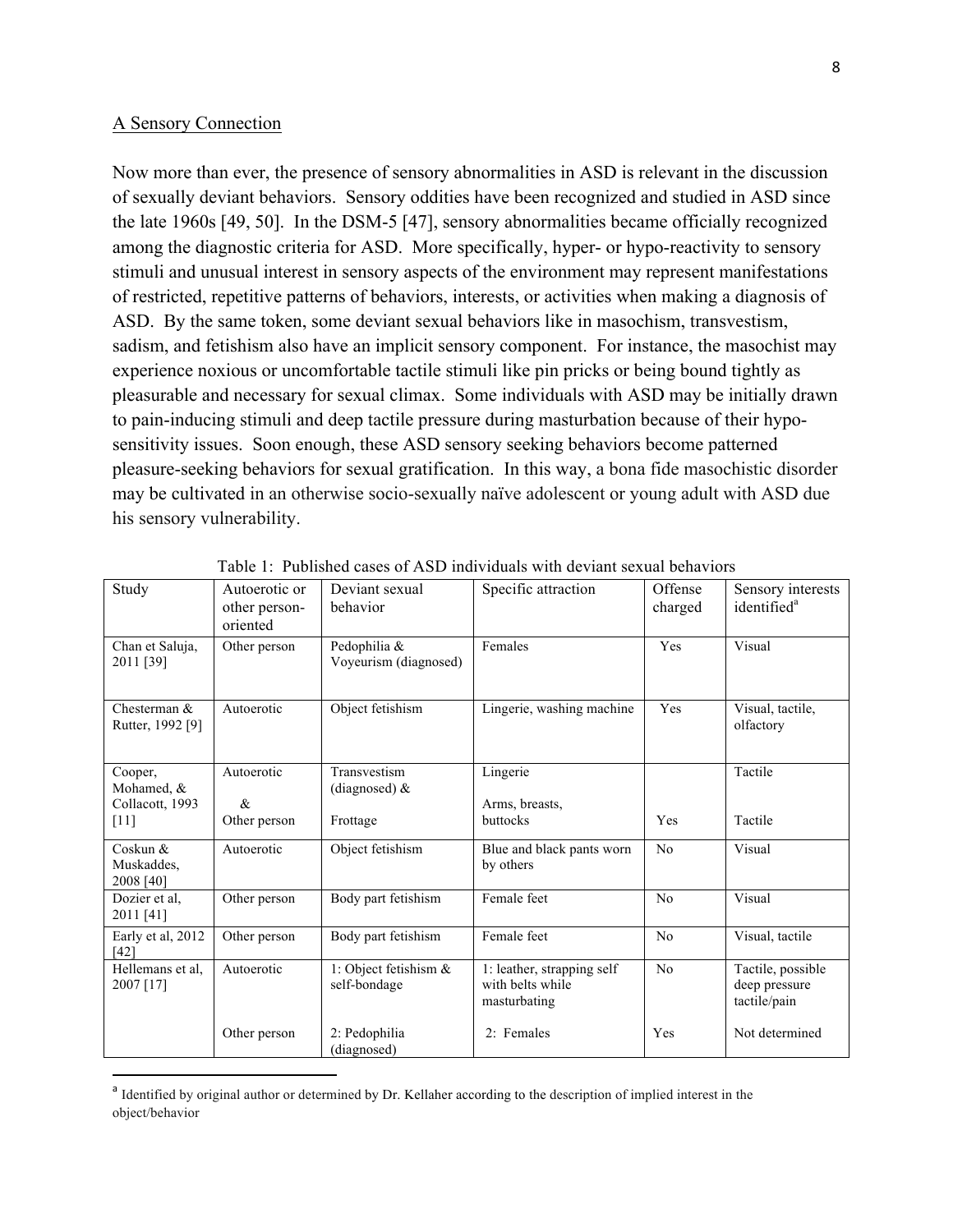## A Sensory Connection

Now more than ever, the presence of sensory abnormalities in ASD is relevant in the discussion of sexually deviant behaviors. Sensory oddities have been recognized and studied in ASD since the late 1960s [49, 50]. In the DSM-5 [47], sensory abnormalities became officially recognized among the diagnostic criteria for ASD. More specifically, hyper- or hypo-reactivity to sensory stimuli and unusual interest in sensory aspects of the environment may represent manifestations of restricted, repetitive patterns of behaviors, interests, or activities when making a diagnosis of ASD. By the same token, some deviant sexual behaviors like in masochism, transvestism, sadism, and fetishism also have an implicit sensory component. For instance, the masochist may experience noxious or uncomfortable tactile stimuli like pin pricks or being bound tightly as pleasurable and necessary for sexual climax. Some individuals with ASD may be initially drawn to pain-inducing stimuli and deep tactile pressure during masturbation because of their hypo-sensitivity issues. Soon enough, these ASD sensory seeking behaviors become patterned pleasure-seeking behaviors for sexual gratification. In this way, a bona fide masochistic disorder may be cultivated in an otherwise socio-sexually naïve adolescent or young adult with ASD due his sensory vulnerability.

Table 1: Published cases of ASD individuals with deviant sexual behaviors

| Study | Autoerotic or other person-oriented | Deviant sexual behavior | Specific attraction | Offense charged | Sensory interests identified[a] |
|---|---|---|---|---|---|
| Chan et Saluja, 2011 [39] | Other person | Pedophilia & Voyeurism (diagnosed) | Females | Yes | Visual |
| Chesterman & Rutter, 1992 [9] | Autoerotic | Object fetishism | Lingerie, washing machine | Yes | Visual, tactile, olfactory |
| Cooper, Mohamed, & Collacott, 1993 [11] | Autoerotic | Transvestism (diagnosed) & | Lingerie | | Tactile |
| | & Other person | Frottage | Arms, breasts, buttocks | Yes | Tactile |
| Coskun & Muskaddes, 2008 [40] | Autoerotic | Object fetishism | Blue and black pants worn by others | No | Visual |
| Dozier et al, 2011 [41] | Other person | Body part fetishism | Female feet | No | Visual |
| Early et al, 2012 [42] | Other person | Body part fetishism | Female feet | No | Visual, tactile |
| Hellemans et al, 2007 [17] | Autoerotic | 1: Object fetishism & self-bondage | 1: leather, strapping self with belts while masturbating | No | Tactile, possible deep pressure tactile/pain |
| | Other person | 2: Pedophilia (diagnosed) | 2: Females | Yes | Not determined |

[a] Identified by original author or determined by Dr. Kellaher according to the description of implied interest in the object/behavior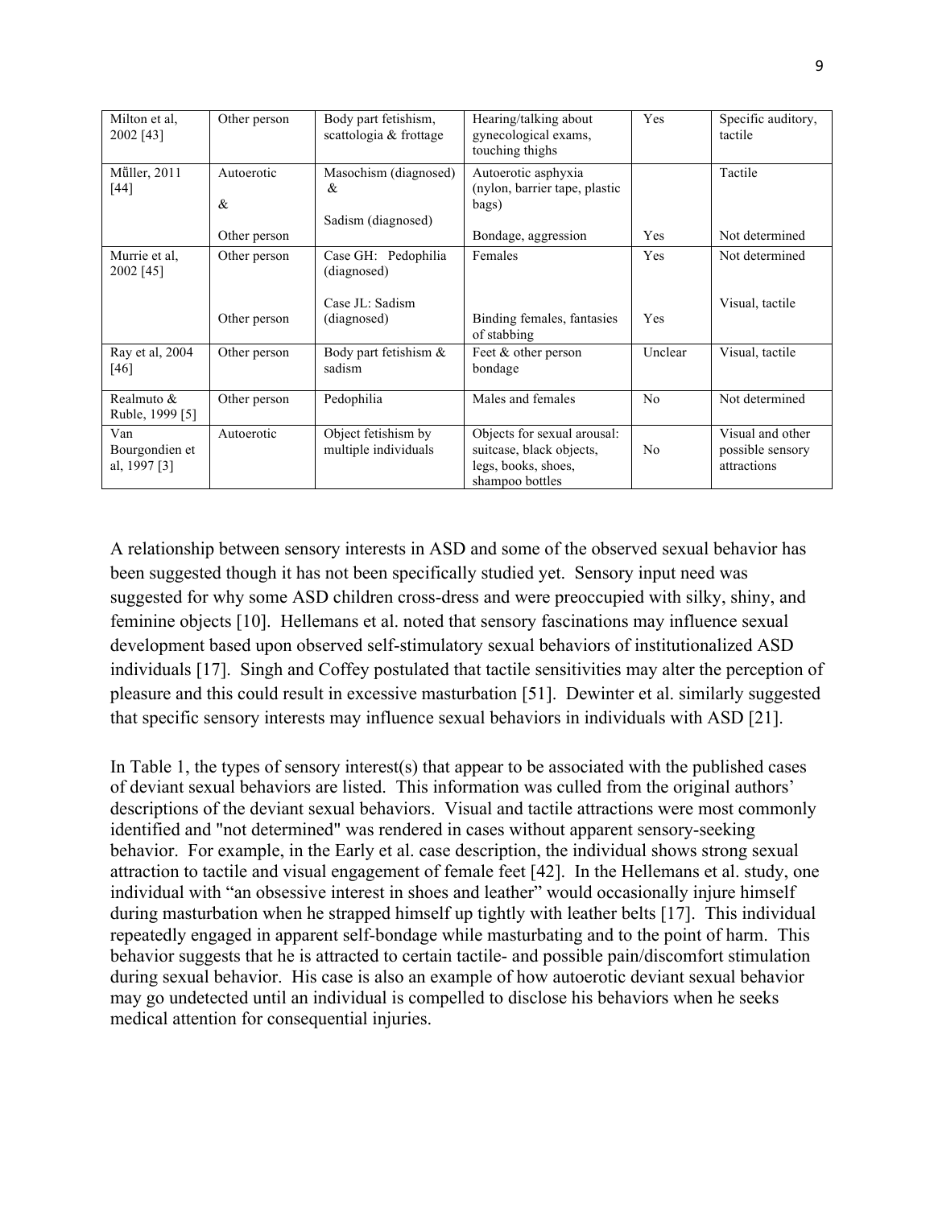| Milton et al, 2002 [43] | Other person | Body part fetishism, scattologia & frottage | Hearing/talking about gynecological exams, touching thighs | Yes | Specific auditory, tactile |
|---|---|---|---|---|---|
| Műller, 2011 [44] | Autoerotic & | Masochism (diagnosed) & | Autoerotic asphyxia (nylon, barrier tape, plastic bags) | | Tactile |
| | Other person | Sadism (diagnosed) | Bondage, aggression | Yes | Not determined |
| Murrie et al, 2002 [45] | Other person | Case GH: Pedophilia (diagnosed) | Females | Yes | Not determined |
| | Other person | Case JL: Sadism (diagnosed) | Binding females, fantasies of stabbing | Yes | Visual, tactile |
| Ray et al, 2004 [46] | Other person | Body part fetishism & sadism | Feet & other person bondage | Unclear | Visual, tactile |
| Realmuto & Ruble, 1999 [5] | Other person | Pedophilia | Males and females | No | Not determined |
| Van Bourgondien et al, 1997 [3] | Autoerotic | Object fetishism by multiple individuals | Objects for sexual arousal: suitcase, black objects, legs, books, shoes, shampoo bottles | No | Visual and other possible sensory attractions |

A relationship between sensory interests in ASD and some of the observed sexual behavior has been suggested though it has not been specifically studied yet. Sensory input need was suggested for why some ASD children cross-dress and were preoccupied with silky, shiny, and feminine objects [10]. Hellemans et al. noted that sensory fascinations may influence sexual development based upon observed self-stimulatory sexual behaviors of institutionalized ASD individuals [17]. Singh and Coffey postulated that tactile sensitivities may alter the perception of pleasure and this could result in excessive masturbation [51]. Dewinter et al. similarly suggested that specific sensory interests may influence sexual behaviors in individuals with ASD [21].

In Table 1, the types of sensory interest(s) that appear to be associated with the published cases of deviant sexual behaviors are listed. This information was culled from the original authors' descriptions of the deviant sexual behaviors. Visual and tactile attractions were most commonly identified and "not determined" was rendered in cases without apparent sensory-seeking behavior. For example, in the Early et al. case description, the individual shows strong sexual attraction to tactile and visual engagement of female feet [42]. In the Hellemans et al. study, one individual with "an obsessive interest in shoes and leather" would occasionally injure himself during masturbation when he strapped himself up tightly with leather belts [17]. This individual repeatedly engaged in apparent self-bondage while masturbating and to the point of harm. This behavior suggests that he is attracted to certain tactile- and possible pain/discomfort stimulation during sexual behavior. His case is also an example of how autoerotic deviant sexual behavior may go undetected until an individual is compelled to disclose his behaviors when he seeks medical attention for consequential injuries.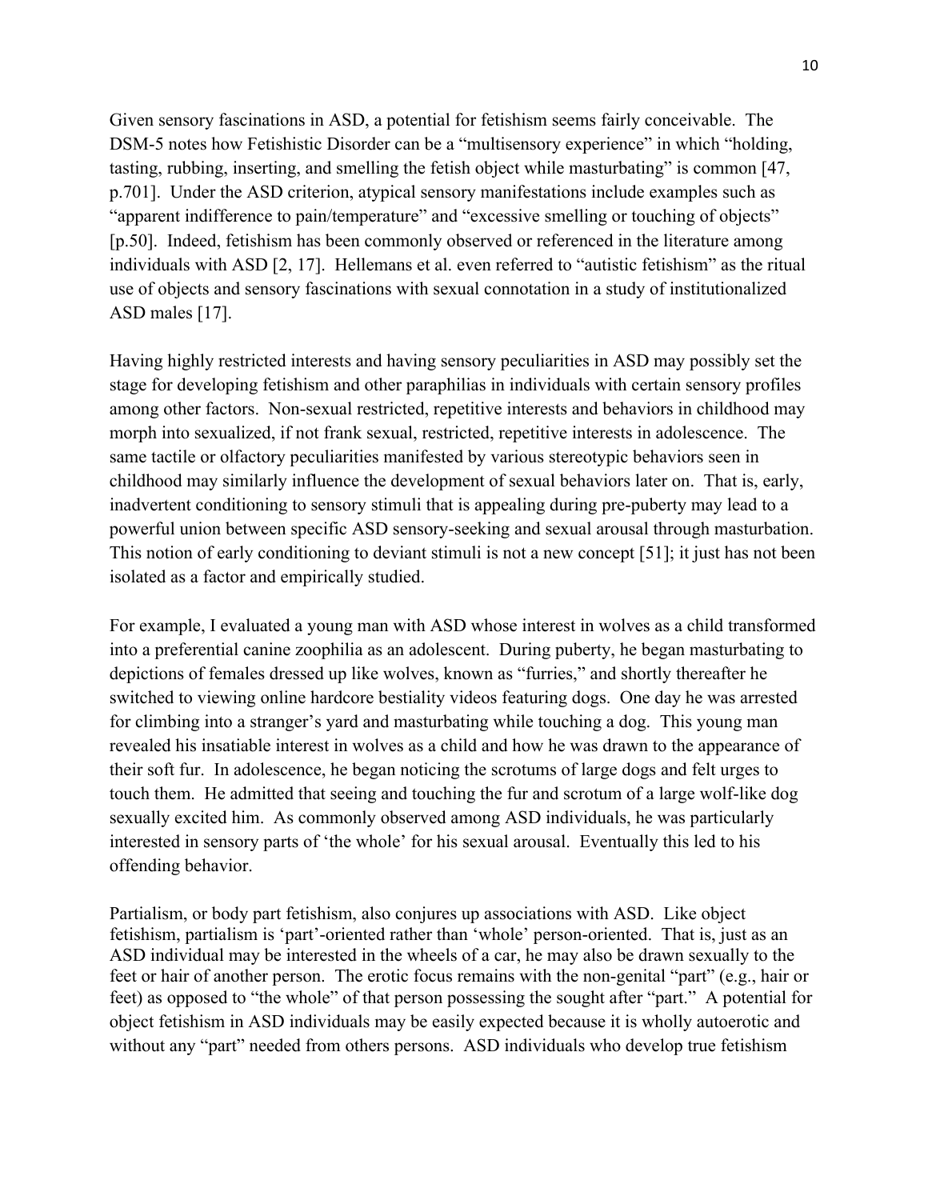Given sensory fascinations in ASD, a potential for fetishism seems fairly conceivable. The DSM-5 notes how Fetishistic Disorder can be a "multisensory experience" in which "holding, tasting, rubbing, inserting, and smelling the fetish object while masturbating" is common [47, p.701]. Under the ASD criterion, atypical sensory manifestations include examples such as "apparent indifference to pain/temperature" and "excessive smelling or touching of objects" [p.50]. Indeed, fetishism has been commonly observed or referenced in the literature among individuals with ASD [2, 17]. Hellemans et al. even referred to "autistic fetishism" as the ritual use of objects and sensory fascinations with sexual connotation in a study of institutionalized ASD males [17].

Having highly restricted interests and having sensory peculiarities in ASD may possibly set the stage for developing fetishism and other paraphilias in individuals with certain sensory profiles among other factors. Non-sexual restricted, repetitive interests and behaviors in childhood may morph into sexualized, if not frank sexual, restricted, repetitive interests in adolescence. The same tactile or olfactory peculiarities manifested by various stereotypic behaviors seen in childhood may similarly influence the development of sexual behaviors later on. That is, early, inadvertent conditioning to sensory stimuli that is appealing during pre-puberty may lead to a powerful union between specific ASD sensory-seeking and sexual arousal through masturbation. This notion of early conditioning to deviant stimuli is not a new concept [51]; it just has not been isolated as a factor and empirically studied.

For example, I evaluated a young man with ASD whose interest in wolves as a child transformed into a preferential canine zoophilia as an adolescent. During puberty, he began masturbating to depictions of females dressed up like wolves, known as "furries," and shortly thereafter he switched to viewing online hardcore bestiality videos featuring dogs. One day he was arrested for climbing into a stranger's yard and masturbating while touching a dog. This young man revealed his insatiable interest in wolves as a child and how he was drawn to the appearance of their soft fur. In adolescence, he began noticing the scrotums of large dogs and felt urges to touch them. He admitted that seeing and touching the fur and scrotum of a large wolf-like dog sexually excited him. As commonly observed among ASD individuals, he was particularly interested in sensory parts of 'the whole' for his sexual arousal. Eventually this led to his offending behavior.

Partialism, or body part fetishism, also conjures up associations with ASD. Like object fetishism, partialism is 'part'-oriented rather than 'whole' person-oriented. That is, just as an ASD individual may be interested in the wheels of a car, he may also be drawn sexually to the feet or hair of another person. The erotic focus remains with the non-genital "part" (e.g., hair or feet) as opposed to "the whole" of that person possessing the sought after "part." A potential for object fetishism in ASD individuals may be easily expected because it is wholly autoerotic and without any "part" needed from others persons. ASD individuals who develop true fetishism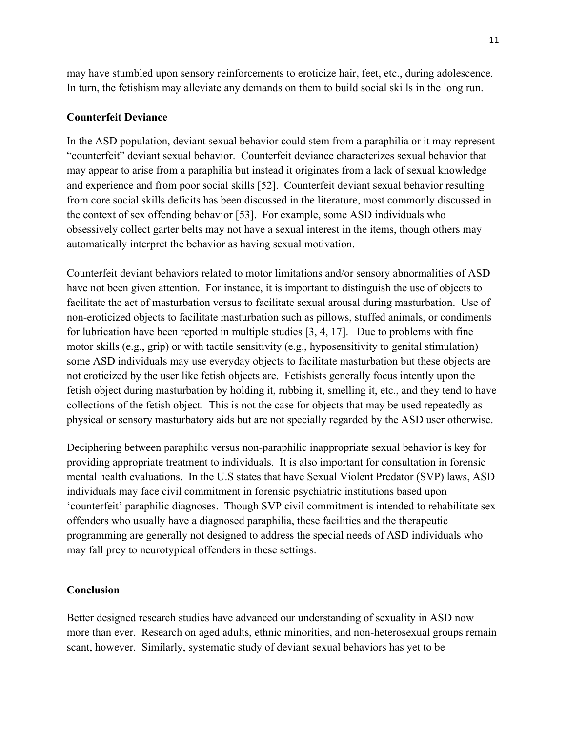may have stumbled upon sensory reinforcements to eroticize hair, feet, etc., during adolescence. In turn, the fetishism may alleviate any demands on them to build social skills in the long run.

**Counterfeit Deviance**

In the ASD population, deviant sexual behavior could stem from a paraphilia or it may represent "counterfeit" deviant sexual behavior. Counterfeit deviance characterizes sexual behavior that may appear to arise from a paraphilia but instead it originates from a lack of sexual knowledge and experience and from poor social skills [52]. Counterfeit deviant sexual behavior resulting from core social skills deficits has been discussed in the literature, most commonly discussed in the context of sex offending behavior [53]. For example, some ASD individuals who obsessively collect garter belts may not have a sexual interest in the items, though others may automatically interpret the behavior as having sexual motivation.

Counterfeit deviant behaviors related to motor limitations and/or sensory abnormalities of ASD have not been given attention. For instance, it is important to distinguish the use of objects to facilitate the act of masturbation versus to facilitate sexual arousal during masturbation. Use of non-eroticized objects to facilitate masturbation such as pillows, stuffed animals, or condiments for lubrication have been reported in multiple studies [3, 4, 17]. Due to problems with fine motor skills (e.g., grip) or with tactile sensitivity (e.g., hyposensitivity to genital stimulation) some ASD individuals may use everyday objects to facilitate masturbation but these objects are not eroticized by the user like fetish objects are. Fetishists generally focus intently upon the fetish object during masturbation by holding it, rubbing it, smelling it, etc., and they tend to have collections of the fetish object. This is not the case for objects that may be used repeatedly as physical or sensory masturbatory aids but are not specially regarded by the ASD user otherwise.

Deciphering between paraphilic versus non-paraphilic inappropriate sexual behavior is key for providing appropriate treatment to individuals. It is also important for consultation in forensic mental health evaluations. In the U.S states that have Sexual Violent Predator (SVP) laws, ASD individuals may face civil commitment in forensic psychiatric institutions based upon 'counterfeit' paraphilic diagnoses. Though SVP civil commitment is intended to rehabilitate sex offenders who usually have a diagnosed paraphilia, these facilities and the therapeutic programming are generally not designed to address the special needs of ASD individuals who may fall prey to neurotypical offenders in these settings.

**Conclusion**

Better designed research studies have advanced our understanding of sexuality in ASD now more than ever. Research on aged adults, ethnic minorities, and non-heterosexual groups remain scant, however. Similarly, systematic study of deviant sexual behaviors has yet to be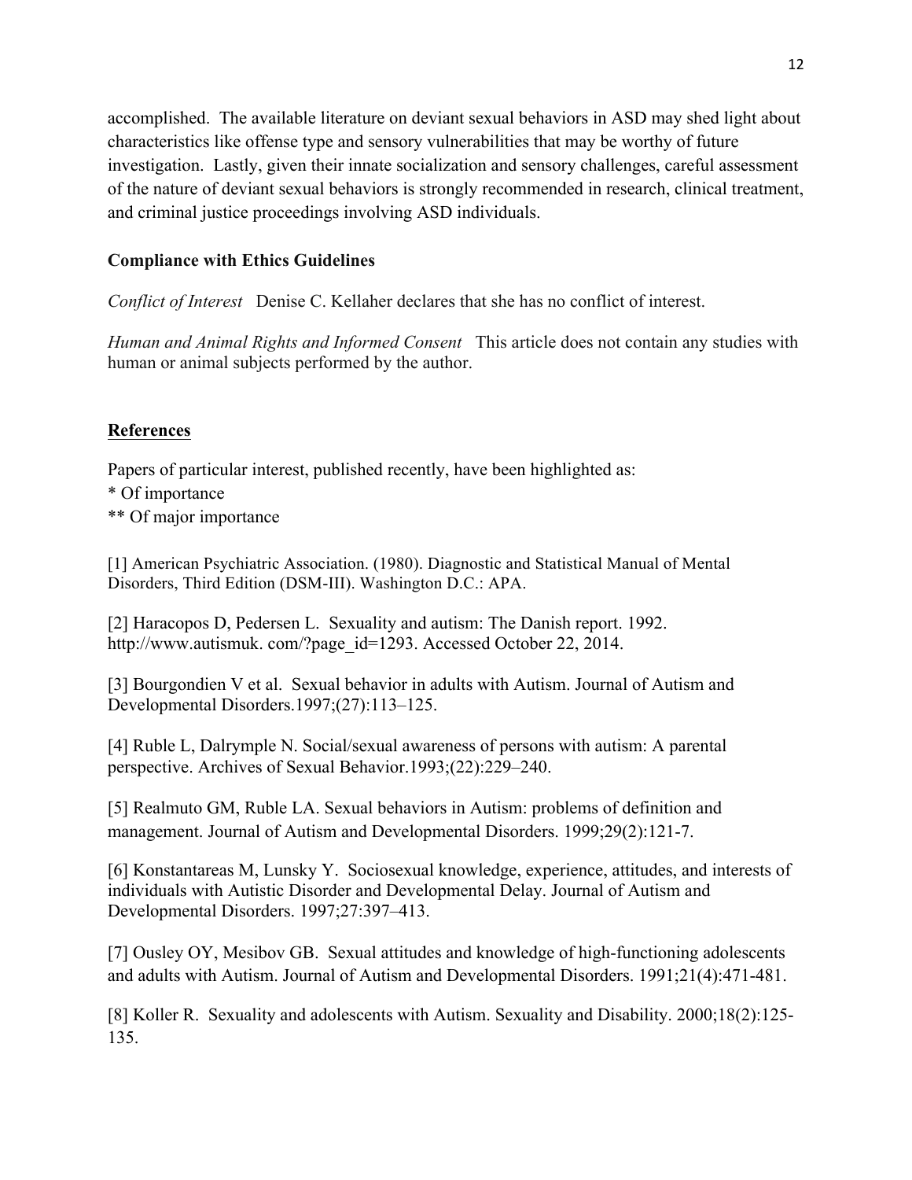accomplished. The available literature on deviant sexual behaviors in ASD may shed light about characteristics like offense type and sensory vulnerabilities that may be worthy of future investigation. Lastly, given their innate socialization and sensory challenges, careful assessment of the nature of deviant sexual behaviors is strongly recommended in research, clinical treatment, and criminal justice proceedings involving ASD individuals.

**Compliance with Ethics Guidelines**

*Conflict of Interest* Denise C. Kellaher declares that she has no conflict of interest.

*Human and Animal Rights and Informed Consent* This article does not contain any studies with human or animal subjects performed by the author.

## References

Papers of particular interest, published recently, have been highlighted as:
* Of importance
** Of major importance

[1] American Psychiatric Association. (1980). Diagnostic and Statistical Manual of Mental Disorders, Third Edition (DSM-III). Washington D.C.: APA.

[2] Haracopos D, Pedersen L. Sexuality and autism: The Danish report. 1992. http://www.autismuk. com/?page_id=1293. Accessed October 22, 2014.

[3] Bourgondien V et al. Sexual behavior in adults with Autism. Journal of Autism and Developmental Disorders.1997;(27):113–125.

[4] Ruble L, Dalrymple N. Social/sexual awareness of persons with autism: A parental perspective. Archives of Sexual Behavior.1993;(22):229–240.

[5] Realmuto GM, Ruble LA. Sexual behaviors in Autism: problems of definition and management. Journal of Autism and Developmental Disorders. 1999;29(2):121-7.

[6] Konstantareas M, Lunsky Y. Sociosexual knowledge, experience, attitudes, and interests of individuals with Autistic Disorder and Developmental Delay. Journal of Autism and Developmental Disorders. 1997;27:397–413.

[7] Ousley OY, Mesibov GB. Sexual attitudes and knowledge of high-functioning adolescents and adults with Autism. Journal of Autism and Developmental Disorders. 1991;21(4):471-481.

[8] Koller R. Sexuality and adolescents with Autism. Sexuality and Disability. 2000;18(2):125-135.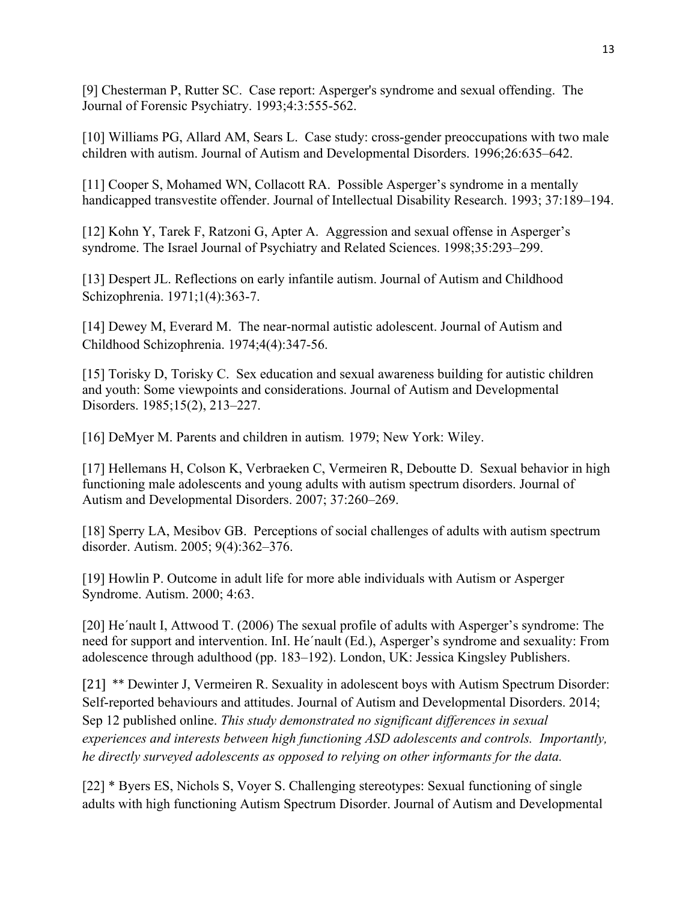[9] Chesterman P, Rutter SC. Case report: Asperger's syndrome and sexual offending. The Journal of Forensic Psychiatry. 1993;4:3:555-562.

[10] Williams PG, Allard AM, Sears L. Case study: cross-gender preoccupations with two male children with autism. Journal of Autism and Developmental Disorders. 1996;26:635–642.

[11] Cooper S, Mohamed WN, Collacott RA. Possible Asperger's syndrome in a mentally handicapped transvestite offender. Journal of Intellectual Disability Research. 1993; 37:189–194.

[12] Kohn Y, Tarek F, Ratzoni G, Apter A. Aggression and sexual offense in Asperger's syndrome. The Israel Journal of Psychiatry and Related Sciences. 1998;35:293–299.

[13] Despert JL. Reflections on early infantile autism. Journal of Autism and Childhood Schizophrenia. 1971;1(4):363-7.

[14] Dewey M, Everard M. The near-normal autistic adolescent. Journal of Autism and Childhood Schizophrenia. 1974;4(4):347-56.

[15] Torisky D, Torisky C. Sex education and sexual awareness building for autistic children and youth: Some viewpoints and considerations. Journal of Autism and Developmental Disorders. 1985;15(2), 213–227.

[16] DeMyer M. Parents and children in autism*.* 1979; New York: Wiley.

[17] Hellemans H, Colson K, Verbraeken C, Vermeiren R, Deboutte D. Sexual behavior in high functioning male adolescents and young adults with autism spectrum disorders. Journal of Autism and Developmental Disorders. 2007; 37:260–269.

[18] Sperry LA, Mesibov GB. Perceptions of social challenges of adults with autism spectrum disorder. Autism. 2005; 9(4):362–376.

[19] Howlin P. Outcome in adult life for more able individuals with Autism or Asperger Syndrome. Autism. 2000; 4:63.

[20] He´nault I, Attwood T. (2006) The sexual profile of adults with Asperger's syndrome: The need for support and intervention. InI. He´nault (Ed.), Asperger's syndrome and sexuality: From adolescence through adulthood (pp. 183–192). London, UK: Jessica Kingsley Publishers.

[21] ** Dewinter J, Vermeiren R. Sexuality in adolescent boys with Autism Spectrum Disorder: Self-reported behaviours and attitudes. Journal of Autism and Developmental Disorders. 2014; Sep 12 published online. *This study demonstrated no significant differences in sexual experiences and interests between high functioning ASD adolescents and controls. Importantly, he directly surveyed adolescents as opposed to relying on other informants for the data.*

[22] * Byers ES, Nichols S, Voyer S. Challenging stereotypes: Sexual functioning of single adults with high functioning Autism Spectrum Disorder. Journal of Autism and Developmental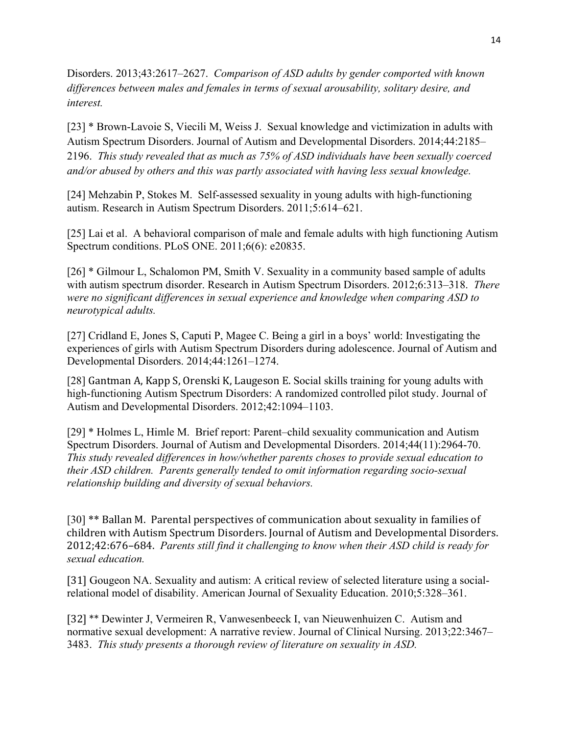Disorders. 2013;43:2617–2627. *Comparison of ASD adults by gender comported with known differences between males and females in terms of sexual arousability, solitary desire, and interest.*

[23] * Brown-Lavoie S, Viecili M, Weiss J. Sexual knowledge and victimization in adults with Autism Spectrum Disorders. Journal of Autism and Developmental Disorders. 2014;44:2185–2196. *This study revealed that as much as 75% of ASD individuals have been sexually coerced and/or abused by others and this was partly associated with having less sexual knowledge.*

[24] Mehzabin P, Stokes M. Self-assessed sexuality in young adults with high-functioning autism. Research in Autism Spectrum Disorders. 2011;5:614–621.

[25] Lai et al. A behavioral comparison of male and female adults with high functioning Autism Spectrum conditions. PLoS ONE. 2011;6(6): e20835.

[26] * Gilmour L, Schalomon PM, Smith V. Sexuality in a community based sample of adults with autism spectrum disorder. Research in Autism Spectrum Disorders. 2012;6:313–318. *There were no significant differences in sexual experience and knowledge when comparing ASD to neurotypical adults.*

[27] Cridland E, Jones S, Caputi P, Magee C. Being a girl in a boys' world: Investigating the experiences of girls with Autism Spectrum Disorders during adolescence. Journal of Autism and Developmental Disorders. 2014;44:1261–1274.

[28] Gantman A, Kapp S, Orenski K, Laugeson E. Social skills training for young adults with high-functioning Autism Spectrum Disorders: A randomized controlled pilot study. Journal of Autism and Developmental Disorders. 2012;42:1094–1103.

[29] * Holmes L, Himle M. Brief report: Parent–child sexuality communication and Autism Spectrum Disorders. Journal of Autism and Developmental Disorders. 2014;44(11):2964-70. *This study revealed differences in how/whether parents choses to provide sexual education to their ASD children. Parents generally tended to omit information regarding socio-sexual relationship building and diversity of sexual behaviors.*

[30] ** Ballan M. Parental perspectives of communication about sexuality in families of children with Autism Spectrum Disorders. Journal of Autism and Developmental Disorders. 2012;42:676–684. *Parents still find it challenging to know when their ASD child is ready for sexual education.*

[31] Gougeon NA. Sexuality and autism: A critical review of selected literature using a social-relational model of disability. American Journal of Sexuality Education. 2010;5:328–361.

[32] ** Dewinter J, Vermeiren R, Vanwesenbeeck I, van Nieuwenhuizen C. Autism and normative sexual development: A narrative review. Journal of Clinical Nursing. 2013;22:3467–3483. *This study presents a thorough review of literature on sexuality in ASD.*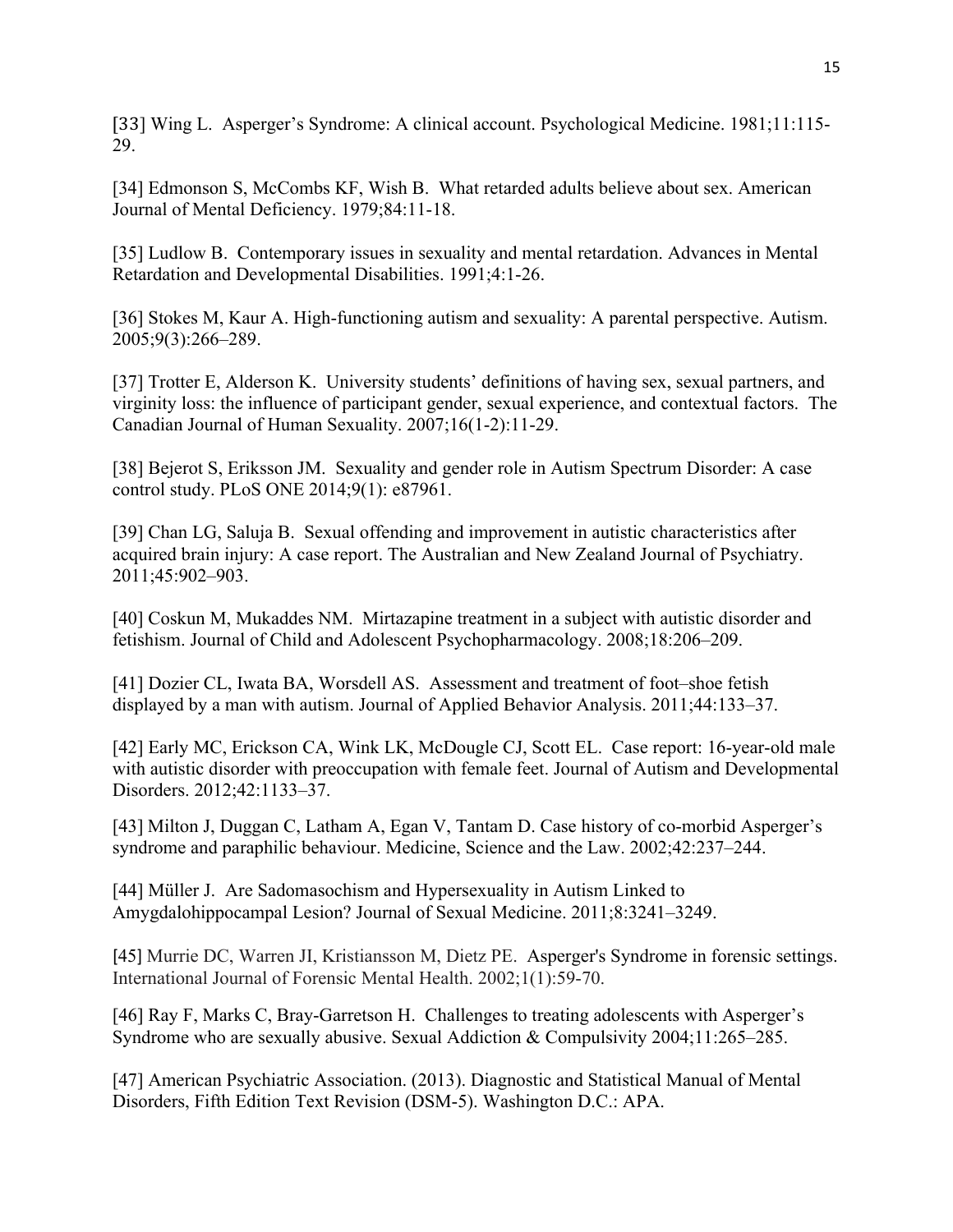[33] Wing L. Asperger's Syndrome: A clinical account. Psychological Medicine. 1981;11:115-29.

[34] Edmonson S, McCombs KF, Wish B. What retarded adults believe about sex. American Journal of Mental Deficiency. 1979;84:11-18.

[35] Ludlow B. Contemporary issues in sexuality and mental retardation. Advances in Mental Retardation and Developmental Disabilities. 1991;4:1-26.

[36] Stokes M, Kaur A. High-functioning autism and sexuality: A parental perspective. Autism. 2005;9(3):266–289.

[37] Trotter E, Alderson K. University students' definitions of having sex, sexual partners, and virginity loss: the influence of participant gender, sexual experience, and contextual factors. The Canadian Journal of Human Sexuality. 2007;16(1-2):11-29.

[38] Bejerot S, Eriksson JM. Sexuality and gender role in Autism Spectrum Disorder: A case control study. PLoS ONE 2014;9(1): e87961.

[39] Chan LG, Saluja B. Sexual offending and improvement in autistic characteristics after acquired brain injury: A case report. The Australian and New Zealand Journal of Psychiatry. 2011;45:902–903.

[40] Coskun M, Mukaddes NM. Mirtazapine treatment in a subject with autistic disorder and fetishism. Journal of Child and Adolescent Psychopharmacology. 2008;18:206–209.

[41] Dozier CL, Iwata BA, Worsdell AS. Assessment and treatment of foot–shoe fetish displayed by a man with autism. Journal of Applied Behavior Analysis. 2011;44:133–37.

[42] Early MC, Erickson CA, Wink LK, McDougle CJ, Scott EL. Case report: 16-year-old male with autistic disorder with preoccupation with female feet. Journal of Autism and Developmental Disorders. 2012;42:1133–37.

[43] Milton J, Duggan C, Latham A, Egan V, Tantam D. Case history of co-morbid Asperger's syndrome and paraphilic behaviour. Medicine, Science and the Law. 2002;42:237–244.

[44] Müller J. Are Sadomasochism and Hypersexuality in Autism Linked to Amygdalohippocampal Lesion? Journal of Sexual Medicine. 2011;8:3241–3249.

[45] Murrie DC, Warren JI, Kristiansson M, Dietz PE. Asperger's Syndrome in forensic settings. International Journal of Forensic Mental Health. 2002;1(1):59-70.

[46] Ray F, Marks C, Bray-Garretson H. Challenges to treating adolescents with Asperger's Syndrome who are sexually abusive. Sexual Addiction & Compulsivity 2004;11:265–285.

[47] American Psychiatric Association. (2013). Diagnostic and Statistical Manual of Mental Disorders, Fifth Edition Text Revision (DSM-5). Washington D.C.: APA.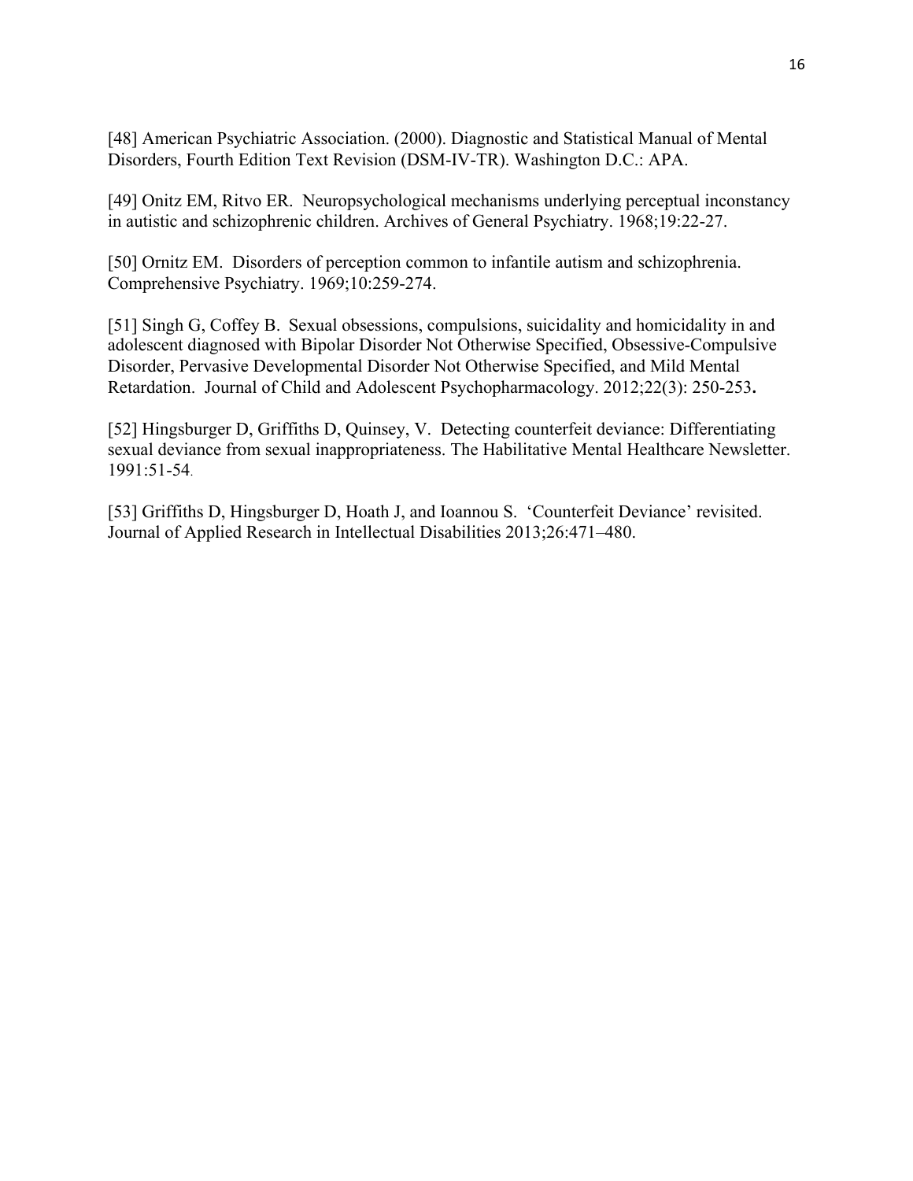[48] American Psychiatric Association. (2000). Diagnostic and Statistical Manual of Mental Disorders, Fourth Edition Text Revision (DSM-IV-TR). Washington D.C.: APA.

[49] Onitz EM, Ritvo ER. Neuropsychological mechanisms underlying perceptual inconstancy in autistic and schizophrenic children. Archives of General Psychiatry. 1968;19:22-27.

[50] Ornitz EM. Disorders of perception common to infantile autism and schizophrenia. Comprehensive Psychiatry. 1969;10:259-274.

[51] Singh G, Coffey B. Sexual obsessions, compulsions, suicidality and homicidality in and adolescent diagnosed with Bipolar Disorder Not Otherwise Specified, Obsessive-Compulsive Disorder, Pervasive Developmental Disorder Not Otherwise Specified, and Mild Mental Retardation. Journal of Child and Adolescent Psychopharmacology. 2012;22(3): 250-253**.**

[52] Hingsburger D, Griffiths D, Quinsey, V. Detecting counterfeit deviance: Differentiating sexual deviance from sexual inappropriateness. The Habilitative Mental Healthcare Newsletter. 1991:51-54.

[53] Griffiths D, Hingsburger D, Hoath J, and Ioannou S. 'Counterfeit Deviance' revisited. Journal of Applied Research in Intellectual Disabilities 2013;26:471–480.